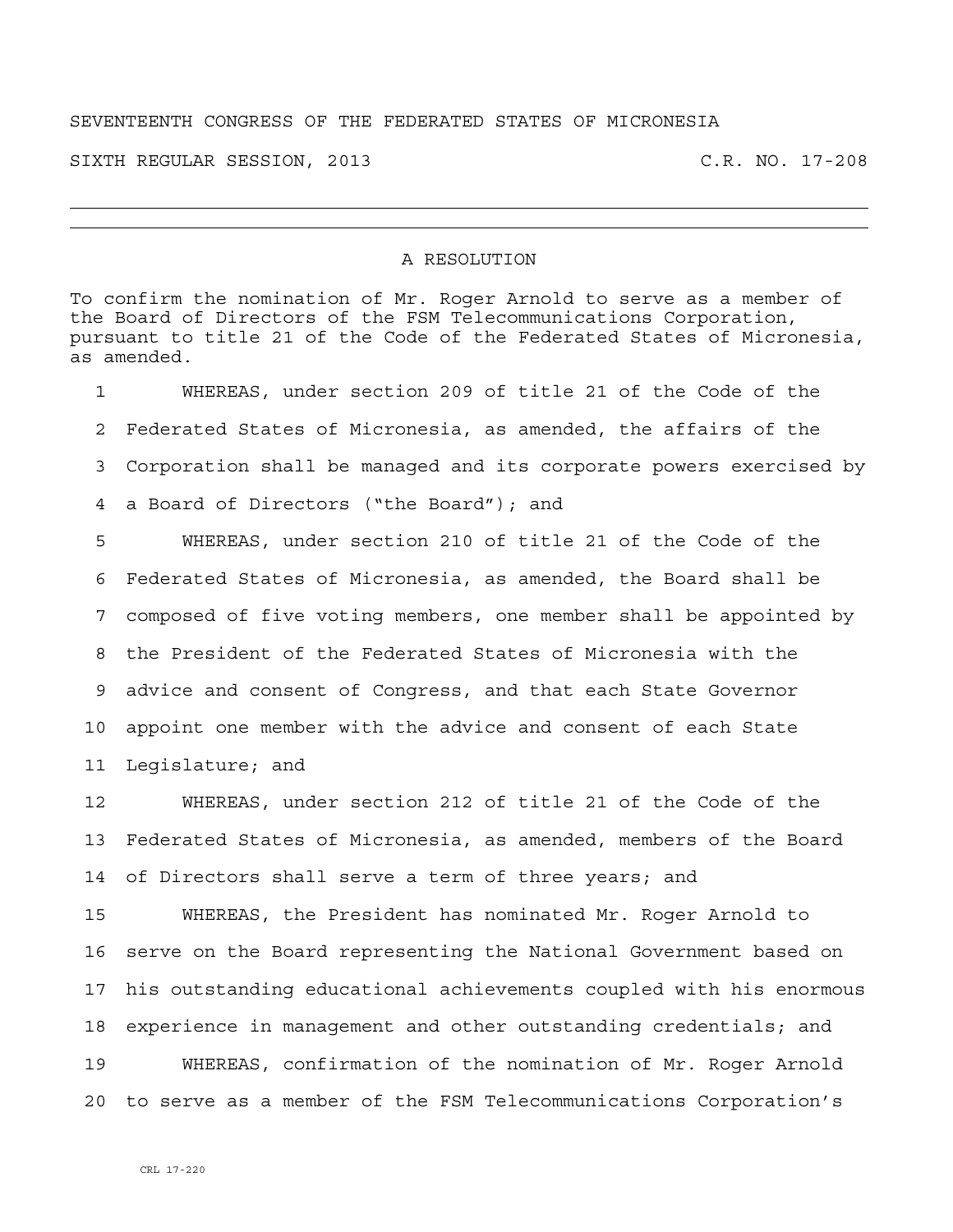SEVENTEENTH CONGRESS OF THE FEDERATED STATES OF MICRONESIA

SIXTH REGULAR SESSION, 2013 C.R. NO. 17-208

---

## A RESOLUTION

To confirm the nomination of Mr. Roger Arnold to serve as a member of the Board of Directors of the FSM Telecommunications Corporation, pursuant to title 21 of the Code of the Federated States of Micronesia, as amended.

1 WHEREAS, under section 209 of title 21 of the Code of the
2 Federated States of Micronesia, as amended, the affairs of the
3 Corporation shall be managed and its corporate powers exercised by
4 a Board of Directors ("the Board"); and
5 WHEREAS, under section 210 of title 21 of the Code of the
6 Federated States of Micronesia, as amended, the Board shall be
7 composed of five voting members, one member shall be appointed by
8 the President of the Federated States of Micronesia with the
9 advice and consent of Congress, and that each State Governor
10 appoint one member with the advice and consent of each State
11 Legislature; and
12 WHEREAS, under section 212 of title 21 of the Code of the
13 Federated States of Micronesia, as amended, members of the Board
14 of Directors shall serve a term of three years; and
15 WHEREAS, the President has nominated Mr. Roger Arnold to
16 serve on the Board representing the National Government based on
17 his outstanding educational achievements coupled with his enormous
18 experience in management and other outstanding credentials; and
19 WHEREAS, confirmation of the nomination of Mr. Roger Arnold
20 to serve as a member of the FSM Telecommunications Corporation's

CRL 17-220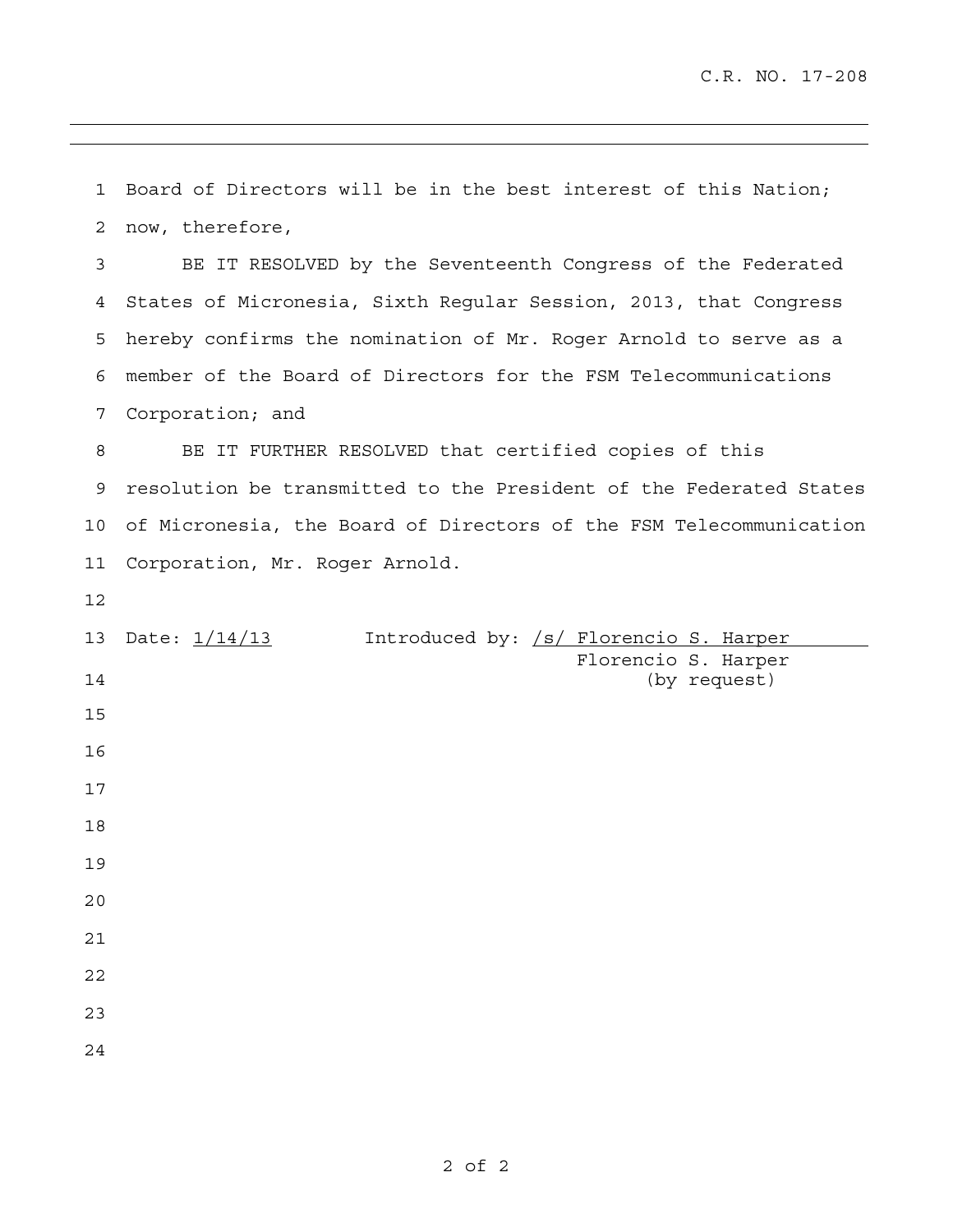Board of Directors will be in the best interest of this Nation; now, therefore,

BE IT RESOLVED by the Seventeenth Congress of the Federated States of Micronesia, Sixth Regular Session, 2013, that Congress hereby confirms the nomination of Mr. Roger Arnold to serve as a member of the Board of Directors for the FSM Telecommunications Corporation; and

BE IT FURTHER RESOLVED that certified copies of this resolution be transmitted to the President of the Federated States of Micronesia, the Board of Directors of the FSM Telecommunication Corporation, Mr. Roger Arnold.

Date: 1/14/13 Introduced by: /s/ Florencio S. Harper

Florencio S. Harper
(by request)